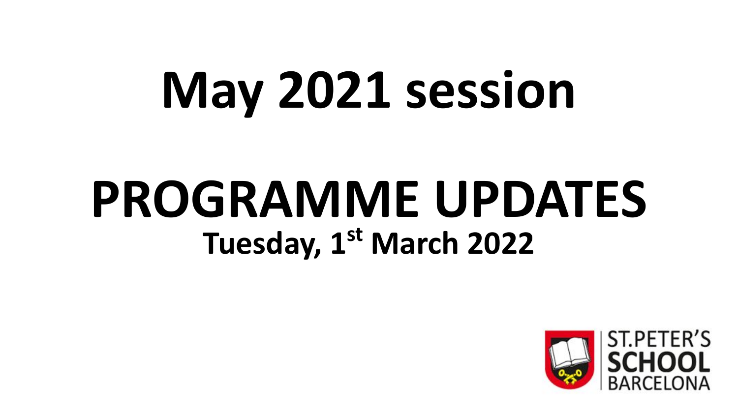# May 2021 session

# PROGRAMME UPDATES

**Tuesday, 1st March 2022**

ST.PETER'S SCHOOL BARCELONA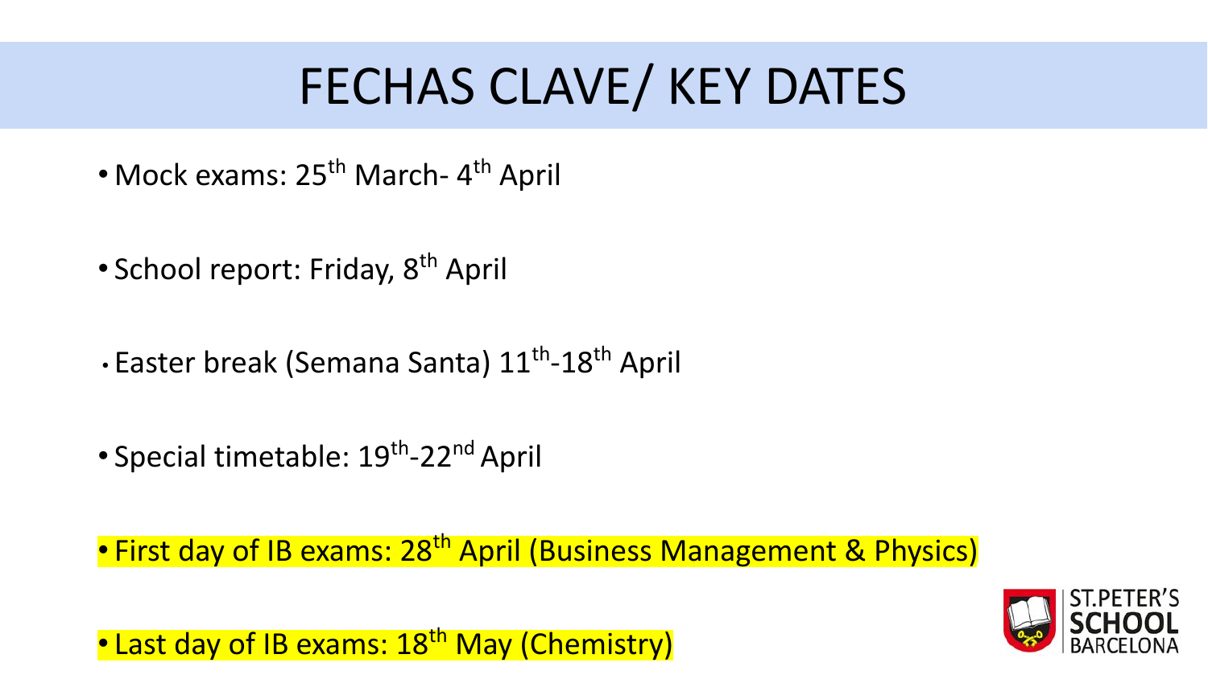# FECHAS CLAVE/ KEY DATES

- Mock exams: 25th March- 4th April
- School report: Friday, 8th April
- Easter break (Semana Santa) 11th-18th April
- Special timetable: 19th-22nd April
- First day of IB exams: 28th April (Business Management & Physics)
- Last day of IB exams: 18th May (Chemistry)

ST.PETER'S SCHOOL BARCELONA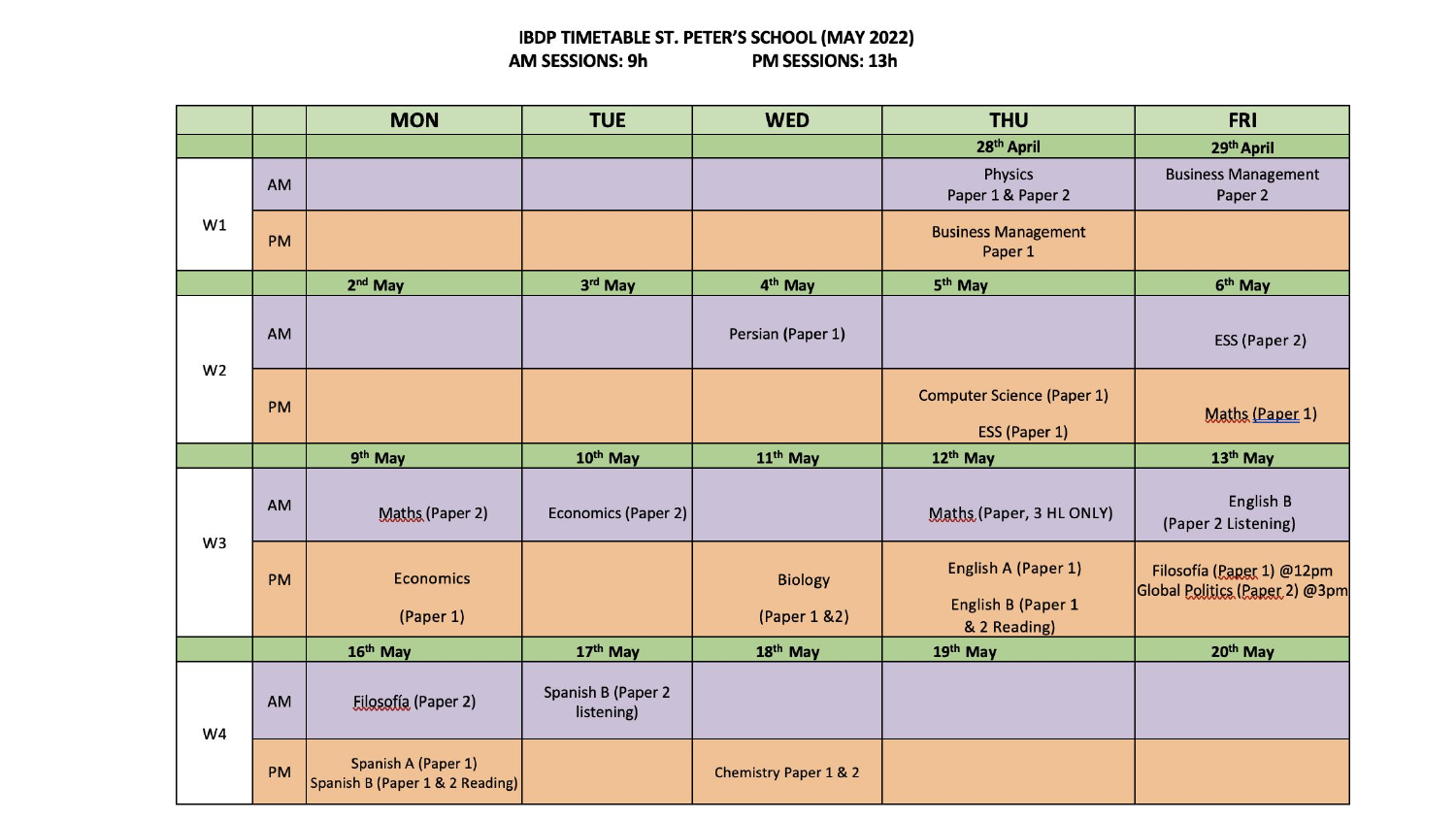# IBDP TIMETABLE ST. PETER'S SCHOOL (MAY 2022)

**AM SESSIONS: 9h** **PM SESSIONS: 13h**

| | | MON | TUE | WED | THU | FRI |
|---|---|---|---|---|---|---|
| | | | | | 28th April | 29th April |
| W1 | AM | | | | Physics Paper 1 & Paper 2 | Business Management Paper 2 |
| | PM | | | | Business Management Paper 1 | |
| | | 2nd May | 3rd May | 4th May | 5th May | 6th May |
| W2 | AM | | | Persian (Paper 1) | | ESS (Paper 2) |
| | PM | | | | Computer Science (Paper 1)<br>ESS (Paper 1) | Maths (Paper 1) |
| | | 9th May | 10th May | 11th May | 12th May | 13th May |
| W3 | AM | Maths (Paper 2) | Economics (Paper 2) | | Maths (Paper, 3 HL ONLY) | English B (Paper 2 Listening) |
| | PM | Economics (Paper 1) | | Biology (Paper 1 &2) | English A (Paper 1)<br>English B (Paper 1 & 2 Reading) | Filosofía (Paper 1) @12pm<br>Global Politics (Paper 2) @3pm |
| | | 16th May | 17th May | 18th May | 19th May | 20th May |
| W4 | AM | Filosofía (Paper 2) | Spanish B (Paper 2 listening) | | | |
| | PM | Spanish A (Paper 1)<br>Spanish B (Paper 1 & 2 Reading) | | Chemistry Paper 1 & 2 | | |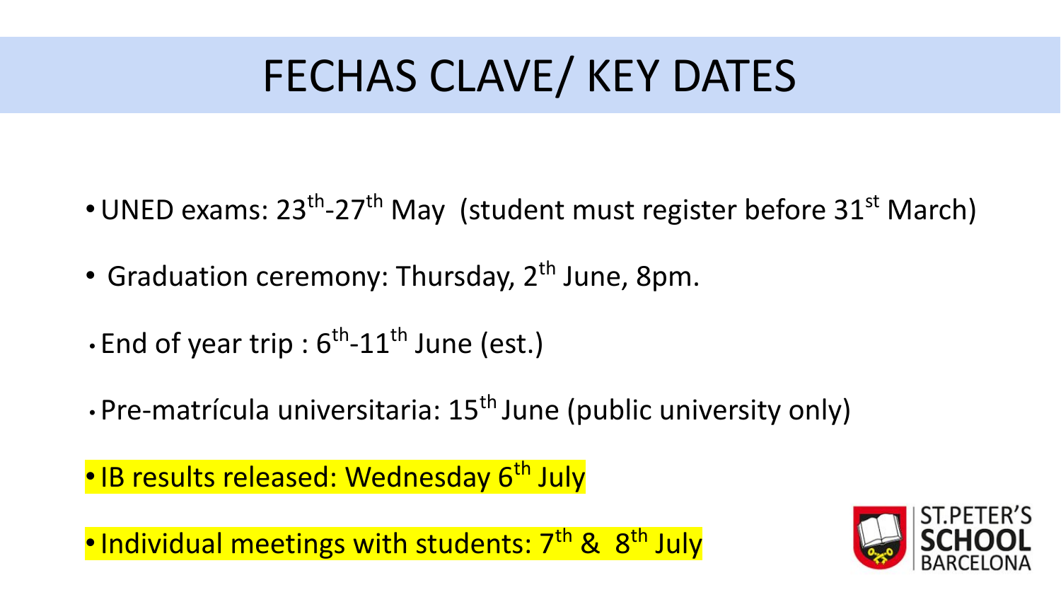# FECHAS CLAVE/ KEY DATES

- UNED exams: 23th-27th May (student must register before 31st March)
- Graduation ceremony: Thursday, 2th June, 8pm.
- End of year trip : 6th-11th June (est.)
- Pre-matrícula universitaria: 15th June (public university only)
- IB results released: Wednesday 6th July
- Individual meetings with students: 7th & 8th July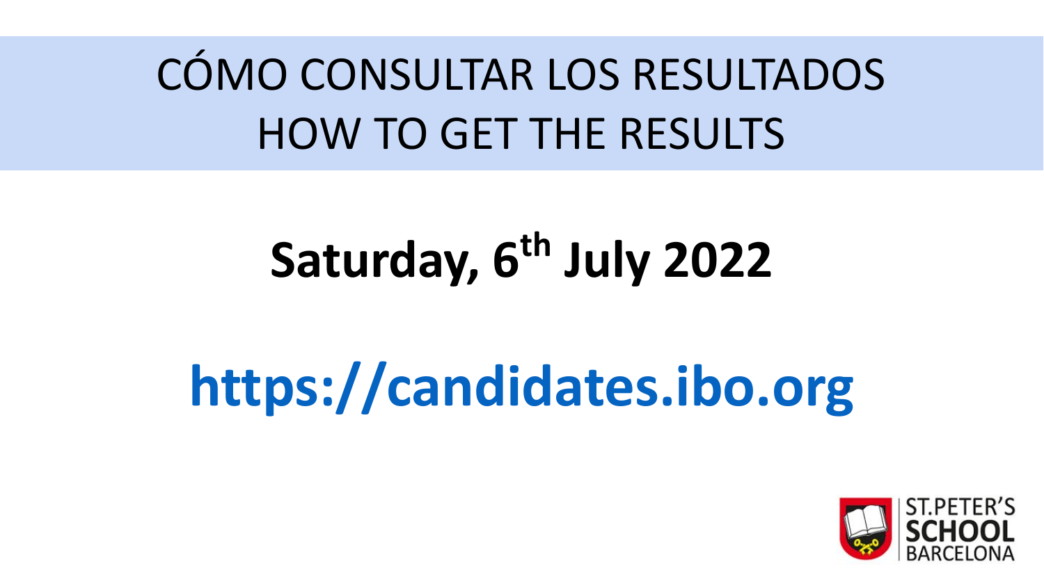# CÓMO CONSULTAR LOS RESULTADOS
# HOW TO GET THE RESULTS

**Saturday, 6th July 2022**

**https://candidates.ibo.org**

ST.PETER'S SCHOOL BARCELONA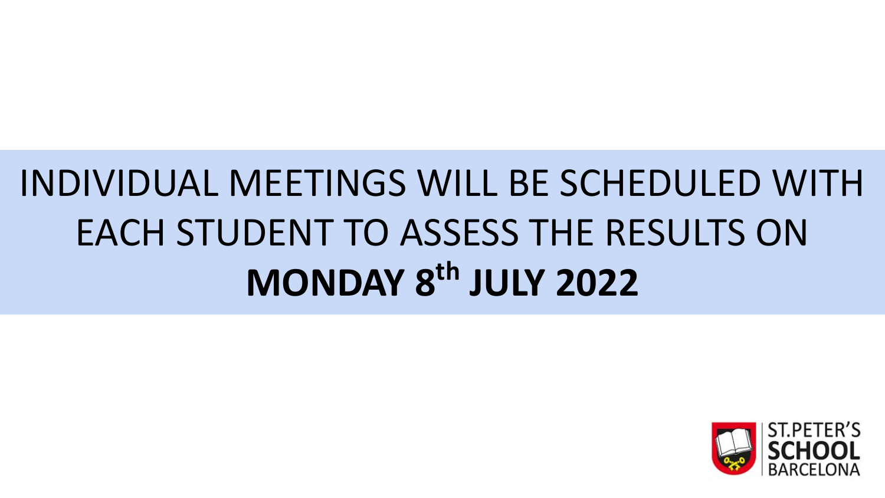INDIVIDUAL MEETINGS WILL BE SCHEDULED WITH EACH STUDENT TO ASSESS THE RESULTS ON **MONDAY 8th JULY 2022**

ST.PETER'S SCHOOL BARCELONA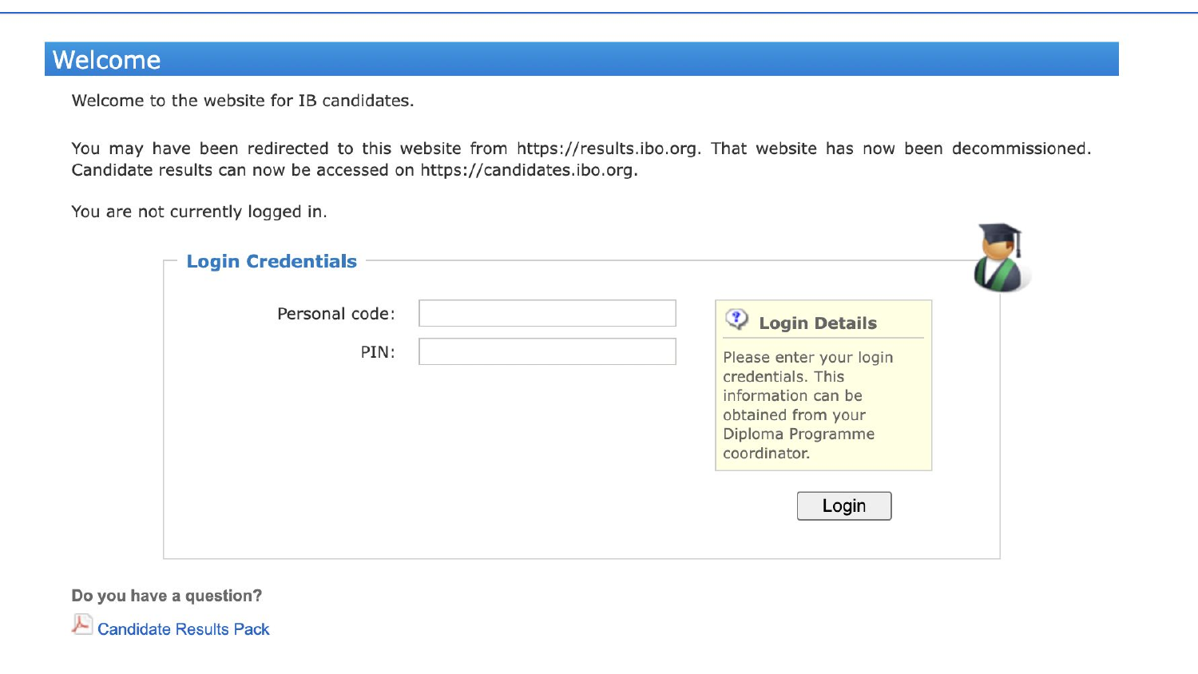## Welcome

Welcome to the website for IB candidates.

You may have been redirected to this website from https://results.ibo.org. That website has now been decommissioned. Candidate results can now be accessed on https://candidates.ibo.org.

You are not currently logged in.

### Login Credentials

Personal code:

PIN:

**Login Details**

Please enter your login credentials. This information can be obtained from your Diploma Programme coordinator.

Login

**Do you have a question?**

Candidate Results Pack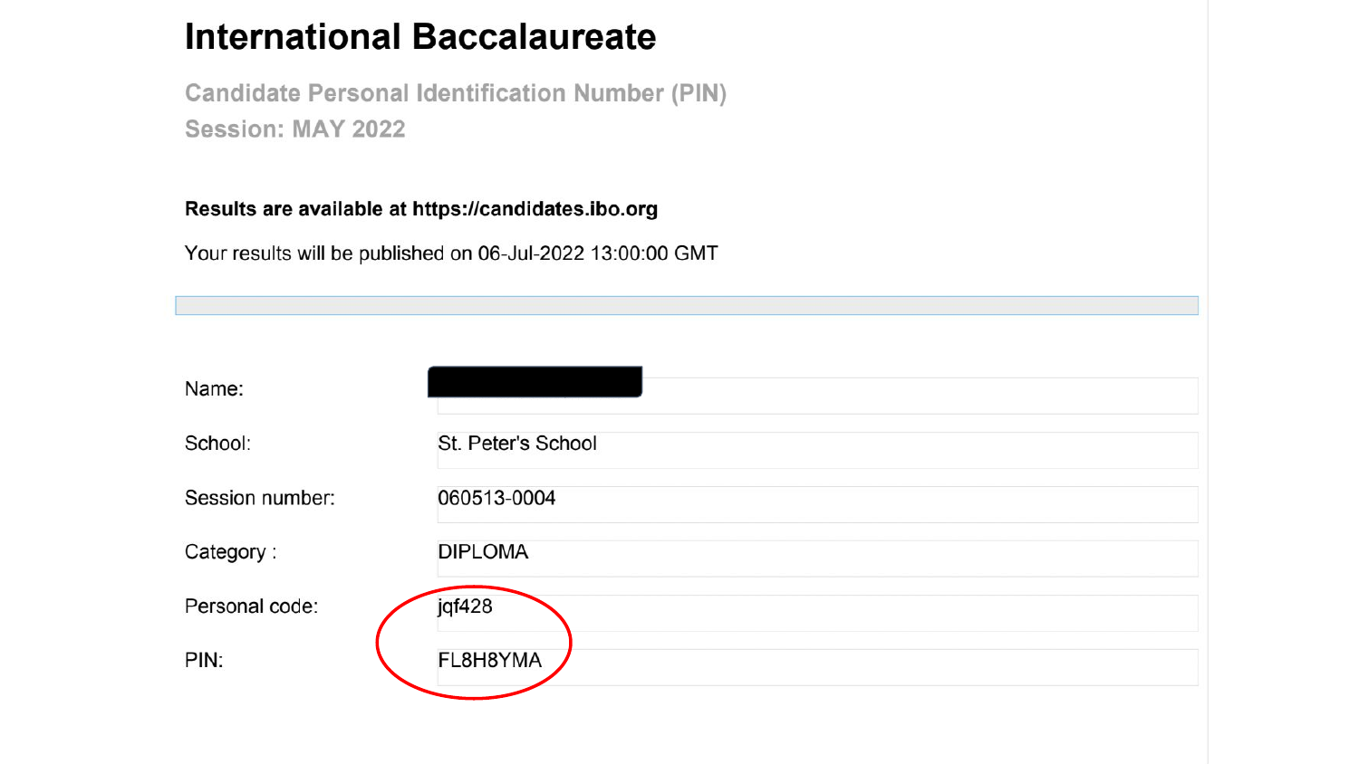# International Baccalaureate

**Candidate Personal Identification Number (PIN)**
**Session: MAY 2022**

**Results are available at https://candidates.ibo.org**

Your results will be published on 06-Jul-2022 13:00:00 GMT

| | |
|---|---|
| Name: | |
| School: | St. Peter's School |
| Session number: | 060513-0004 |
| Category : | DIPLOMA |
| Personal code: | jqf428 |
| PIN: | FL8H8YMA |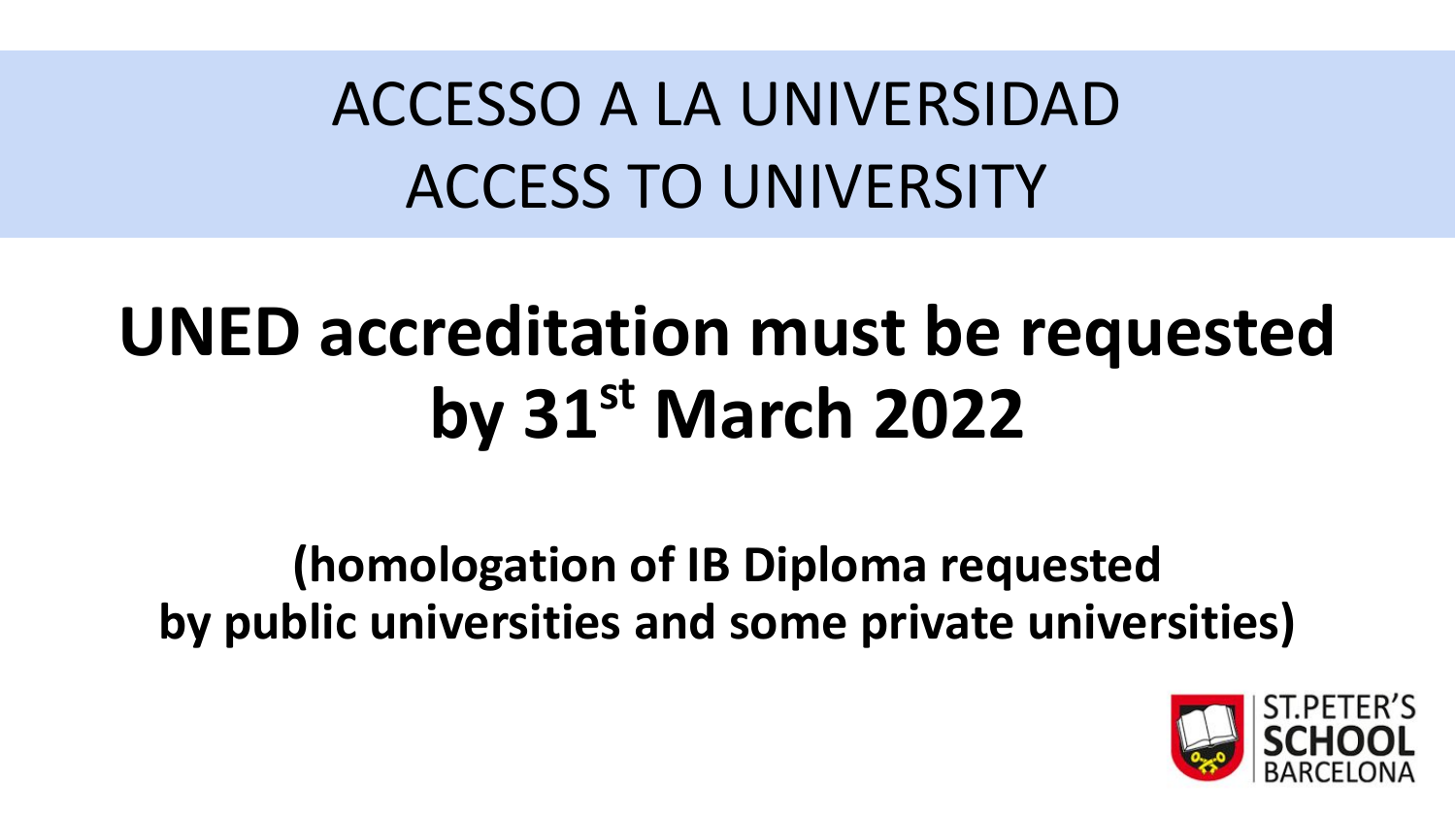# ACCESSO A LA UNIVERSIDAD
# ACCESS TO UNIVERSITY

## UNED accreditation must be requested by 31st March 2022

**(homologation of IB Diploma requested by public universities and some private universities)**

ST.PETER'S SCHOOL BARCELONA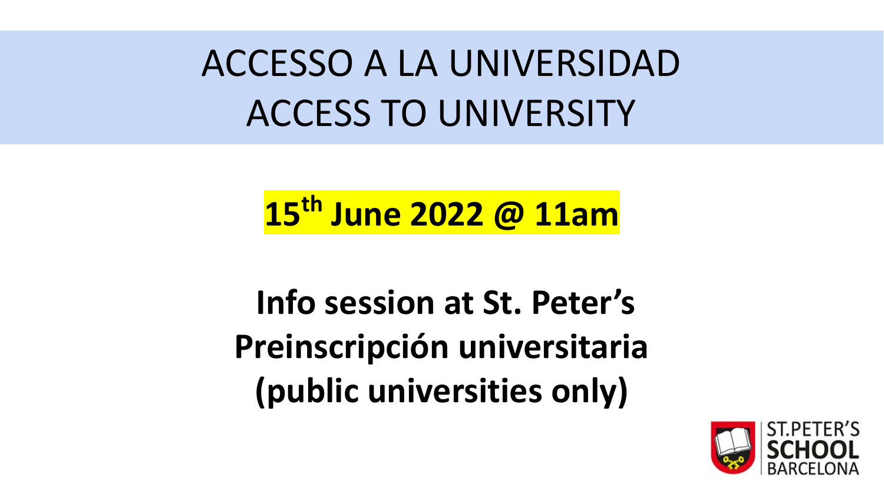# ACCESSO A LA UNIVERSIDAD
# ACCESS TO UNIVERSITY

**15th June 2022 @ 11am**

**Info session at St. Peter's**
**Preinscripción universitaria**
**(public universities only)**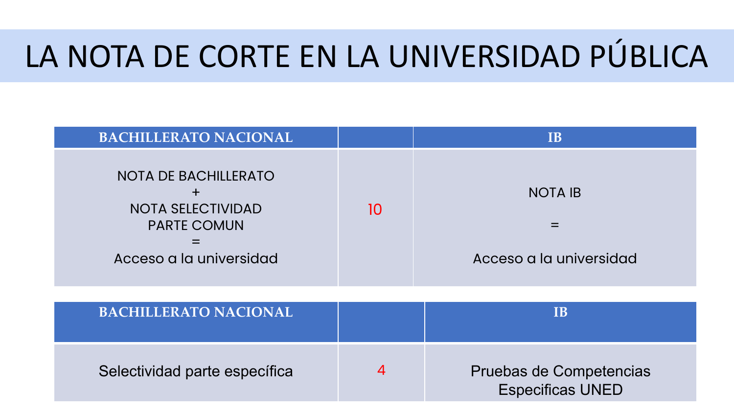# LA NOTA DE CORTE EN LA UNIVERSIDAD PÚBLICA

| BACHILLERATO NACIONAL | | IB |
|---|---|---|
| NOTA DE BACHILLERATO + NOTA SELECTIVIDAD PARTE COMUN = Acceso a la universidad | 10 | NOTA IB = Acceso a la universidad |

| BACHILLERATO NACIONAL | | IB |
|---|---|---|
| Selectividad parte específica | 4 | Pruebas de Competencias Especificas UNED |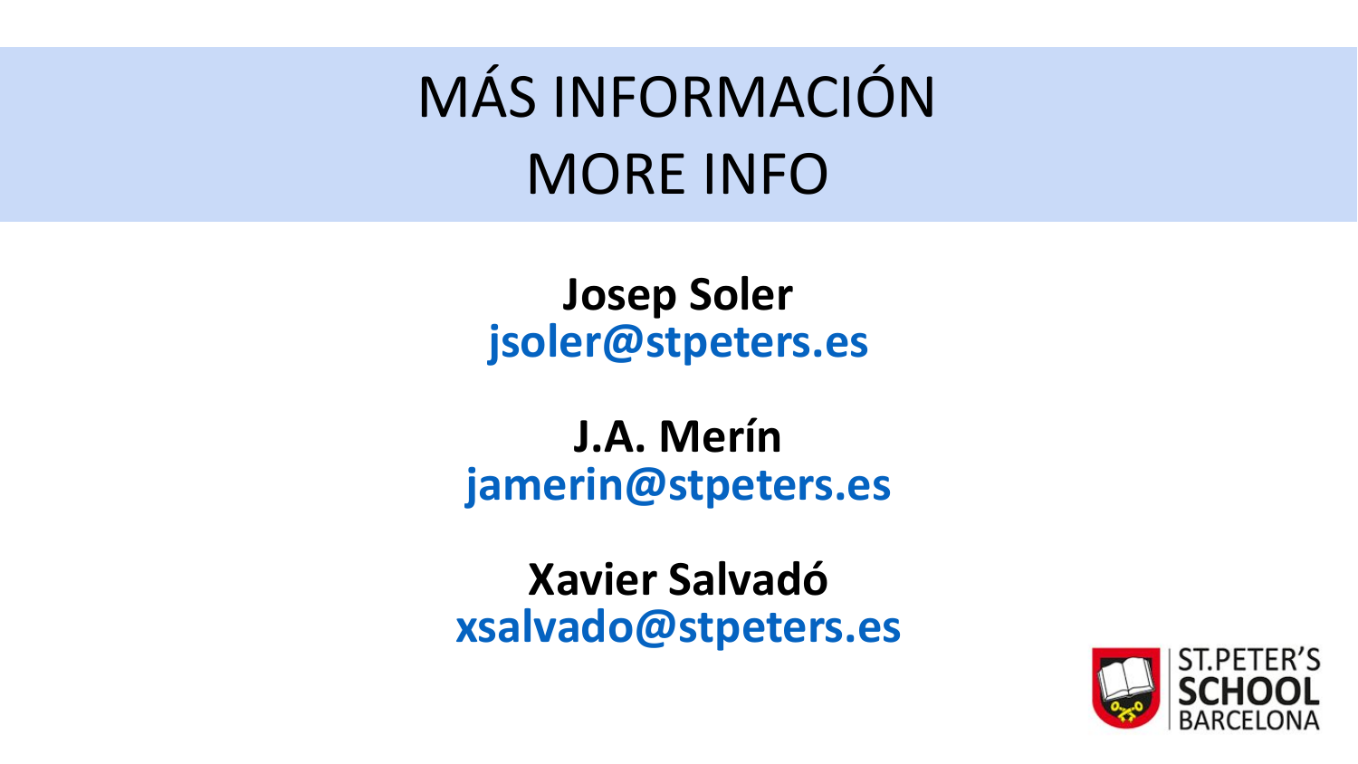# MÁS INFORMACIÓN
# MORE INFO

**Josep Soler**
**jsoler@stpeters.es**

**J.A. Merín**
**jamerin@stpeters.es**

**Xavier Salvadó**
**xsalvado@stpeters.es**

ST.PETER'S SCHOOL BARCELONA